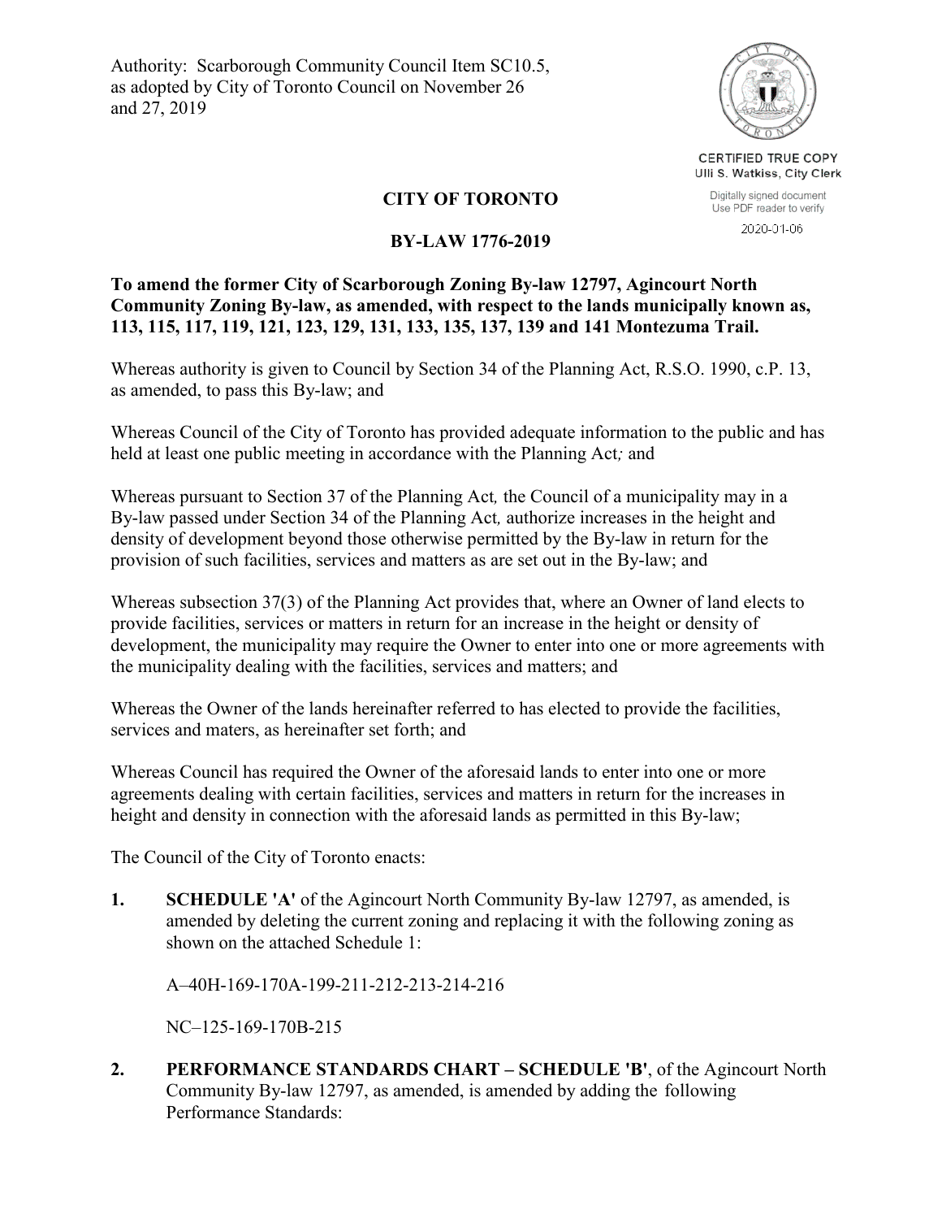Authority: Scarborough Community Council Item SC10.5, as adopted by City of Toronto Council on November 26 and 27, 2019

CERTIFIED TRUE COPY
Ulli S. Watkiss, City Clerk
Digitally signed document
Use PDF reader to verify
2020-01-06

# CITY OF TORONTO

# BY-LAW 1776-2019

**To amend the former City of Scarborough Zoning By-law 12797, Agincourt North Community Zoning By-law, as amended, with respect to the lands municipally known as, 113, 115, 117, 119, 121, 123, 129, 131, 133, 135, 137, 139 and 141 Montezuma Trail.**

Whereas authority is given to Council by Section 34 of the Planning Act, R.S.O. 1990, c.P. 13, as amended, to pass this By-law; and

Whereas Council of the City of Toronto has provided adequate information to the public and has held at least one public meeting in accordance with the Planning Act*;* and

Whereas pursuant to Section 37 of the Planning Act*,* the Council of a municipality may in a By-law passed under Section 34 of the Planning Act*,* authorize increases in the height and density of development beyond those otherwise permitted by the By-law in return for the provision of such facilities, services and matters as are set out in the By-law; and

Whereas subsection 37(3) of the Planning Act provides that, where an Owner of land elects to provide facilities, services or matters in return for an increase in the height or density of development, the municipality may require the Owner to enter into one or more agreements with the municipality dealing with the facilities, services and matters; and

Whereas the Owner of the lands hereinafter referred to has elected to provide the facilities, services and maters, as hereinafter set forth; and

Whereas Council has required the Owner of the aforesaid lands to enter into one or more agreements dealing with certain facilities, services and matters in return for the increases in height and density in connection with the aforesaid lands as permitted in this By-law;

The Council of the City of Toronto enacts:

1. **SCHEDULE 'A'** of the Agincourt North Community By-law 12797, as amended, is amended by deleting the current zoning and replacing it with the following zoning as shown on the attached Schedule 1:

   A–40H-169-170A-199-211-212-213-214-216

   NC–125-169-170B-215

2. **PERFORMANCE STANDARDS CHART – SCHEDULE 'B'**, of the Agincourt North Community By-law 12797, as amended, is amended by adding the following Performance Standards: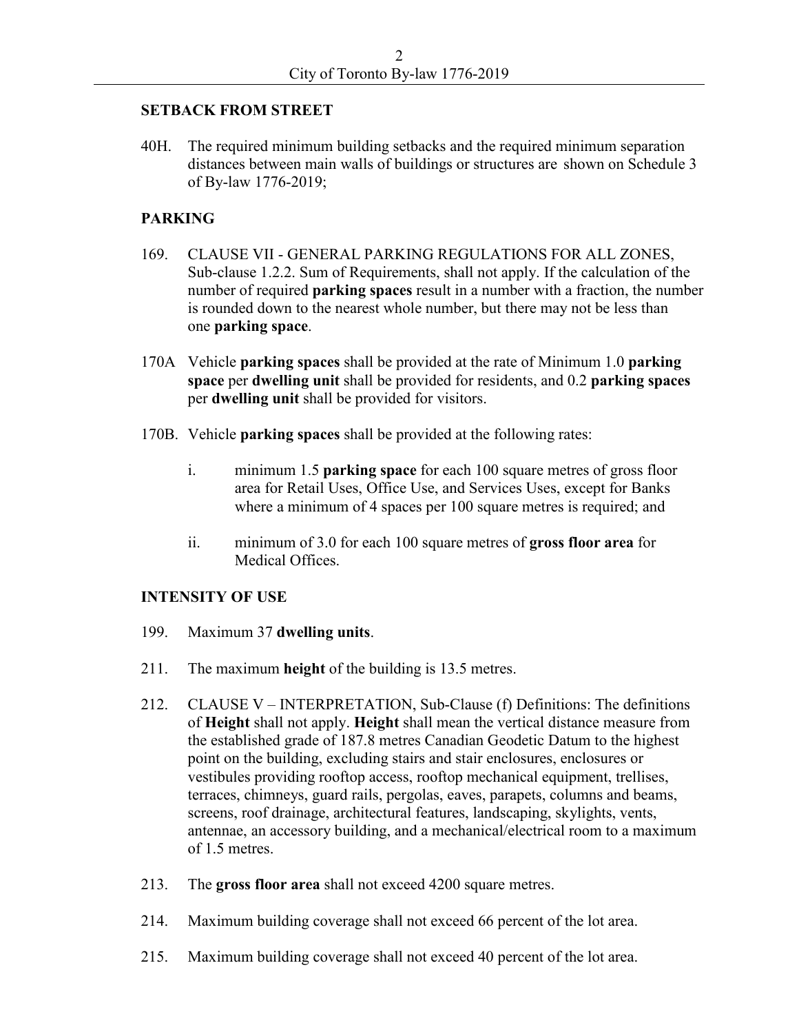## SETBACK FROM STREET

40H. The required minimum building setbacks and the required minimum separation distances between main walls of buildings or structures are shown on Schedule 3 of By-law 1776-2019;

## PARKING

169. CLAUSE VII - GENERAL PARKING REGULATIONS FOR ALL ZONES, Sub-clause 1.2.2. Sum of Requirements, shall not apply. If the calculation of the number of required **parking spaces** result in a number with a fraction, the number is rounded down to the nearest whole number, but there may not be less than one **parking space**.

170A Vehicle **parking spaces** shall be provided at the rate of Minimum 1.0 **parking space** per **dwelling unit** shall be provided for residents, and 0.2 **parking spaces** per **dwelling unit** shall be provided for visitors.

170B. Vehicle **parking spaces** shall be provided at the following rates:

   i. minimum 1.5 **parking space** for each 100 square metres of gross floor area for Retail Uses, Office Use, and Services Uses, except for Banks where a minimum of 4 spaces per 100 square metres is required; and

   ii. minimum of 3.0 for each 100 square metres of **gross floor area** for Medical Offices.

## INTENSITY OF USE

199. Maximum 37 **dwelling units**.

211. The maximum **height** of the building is 13.5 metres.

212. CLAUSE V – INTERPRETATION, Sub-Clause (f) Definitions: The definitions of **Height** shall not apply. **Height** shall mean the vertical distance measure from the established grade of 187.8 metres Canadian Geodetic Datum to the highest point on the building, excluding stairs and stair enclosures, enclosures or vestibules providing rooftop access, rooftop mechanical equipment, trellises, terraces, chimneys, guard rails, pergolas, eaves, parapets, columns and beams, screens, roof drainage, architectural features, landscaping, skylights, vents, antennae, an accessory building, and a mechanical/electrical room to a maximum of 1.5 metres.

213. The **gross floor area** shall not exceed 4200 square metres.

214. Maximum building coverage shall not exceed 66 percent of the lot area.

215. Maximum building coverage shall not exceed 40 percent of the lot area.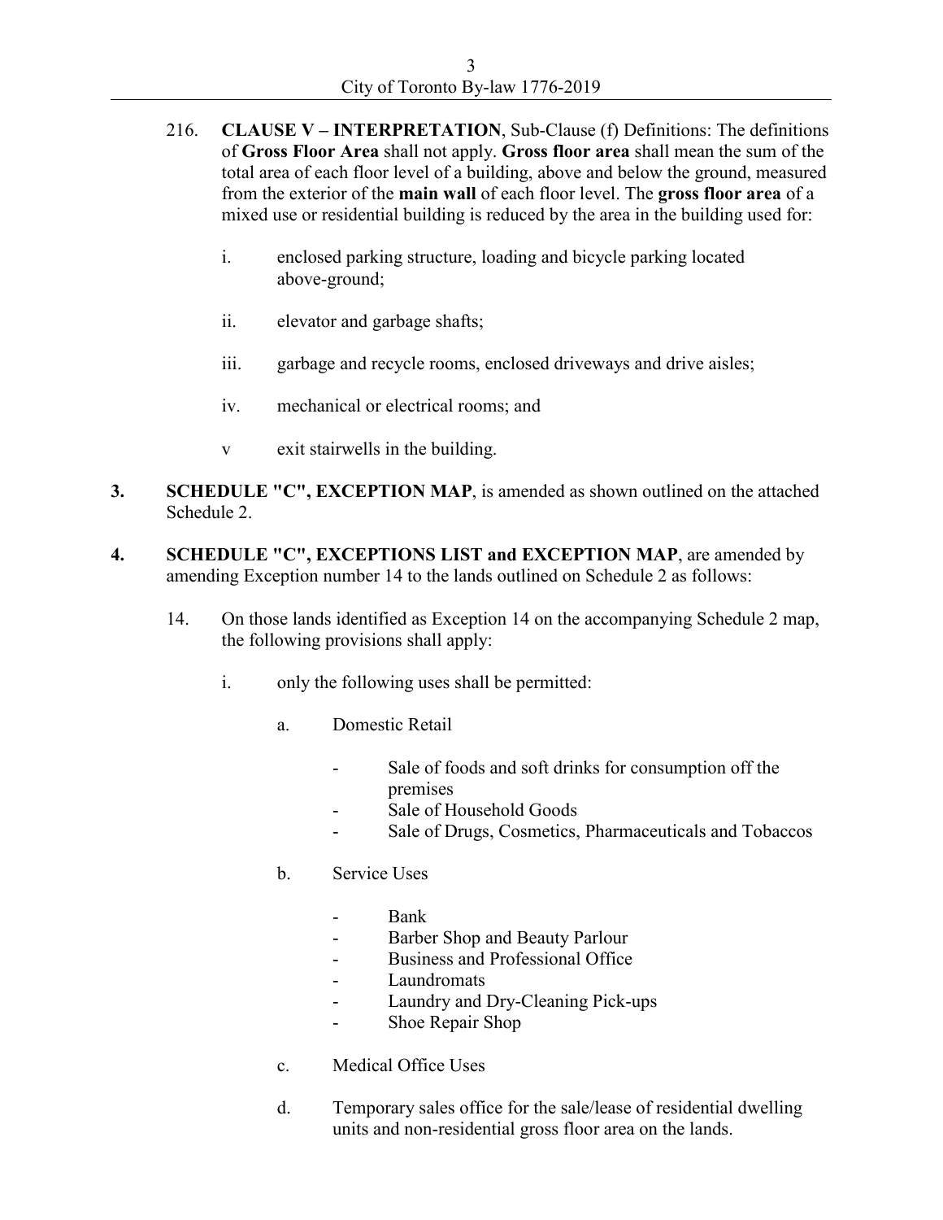216. **CLAUSE V – INTERPRETATION**, Sub-Clause (f) Definitions: The definitions of **Gross Floor Area** shall not apply. **Gross floor area** shall mean the sum of the total area of each floor level of a building, above and below the ground, measured from the exterior of the **main wall** of each floor level. The **gross floor area** of a mixed use or residential building is reduced by the area in the building used for:

    i. enclosed parking structure, loading and bicycle parking located above-ground;

    ii. elevator and garbage shafts;

    iii. garbage and recycle rooms, enclosed driveways and drive aisles;

    iv. mechanical or electrical rooms; and

    v exit stairwells in the building.

**3.** **SCHEDULE "C", EXCEPTION MAP**, is amended as shown outlined on the attached Schedule 2.

**4.** **SCHEDULE "C", EXCEPTIONS LIST and EXCEPTION MAP**, are amended by amending Exception number 14 to the lands outlined on Schedule 2 as follows:

14. On those lands identified as Exception 14 on the accompanying Schedule 2 map, the following provisions shall apply:

    i. only the following uses shall be permitted:

        a. Domestic Retail

            - Sale of foods and soft drinks for consumption off the premises
            - Sale of Household Goods
            - Sale of Drugs, Cosmetics, Pharmaceuticals and Tobaccos

        b. Service Uses

            - Bank
            - Barber Shop and Beauty Parlour
            - Business and Professional Office
            - Laundromats
            - Laundry and Dry-Cleaning Pick-ups
            - Shoe Repair Shop

        c. Medical Office Uses

        d. Temporary sales office for the sale/lease of residential dwelling units and non-residential gross floor area on the lands.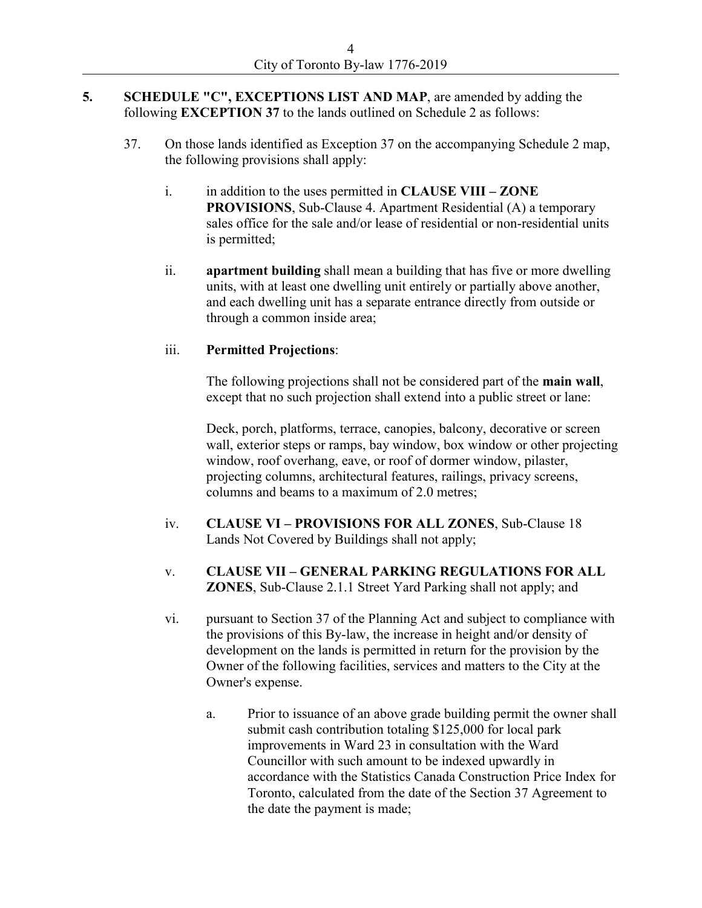**5.** **SCHEDULE "C", EXCEPTIONS LIST AND MAP**, are amended by adding the following **EXCEPTION 37** to the lands outlined on Schedule 2 as follows:

37. On those lands identified as Exception 37 on the accompanying Schedule 2 map, the following provisions shall apply:

   i. in addition to the uses permitted in **CLAUSE VIII – ZONE PROVISIONS**, Sub-Clause 4. Apartment Residential (A) a temporary sales office for the sale and/or lease of residential or non-residential units is permitted;

   ii. **apartment building** shall mean a building that has five or more dwelling units, with at least one dwelling unit entirely or partially above another, and each dwelling unit has a separate entrance directly from outside or through a common inside area;

   iii. **Permitted Projections**:

   The following projections shall not be considered part of the **main wall**, except that no such projection shall extend into a public street or lane:

   Deck, porch, platforms, terrace, canopies, balcony, decorative or screen wall, exterior steps or ramps, bay window, box window or other projecting window, roof overhang, eave, or roof of dormer window, pilaster, projecting columns, architectural features, railings, privacy screens, columns and beams to a maximum of 2.0 metres;

   iv. **CLAUSE VI – PROVISIONS FOR ALL ZONES**, Sub-Clause 18 Lands Not Covered by Buildings shall not apply;

   v. **CLAUSE VII – GENERAL PARKING REGULATIONS FOR ALL ZONES**, Sub-Clause 2.1.1 Street Yard Parking shall not apply; and

   vi. pursuant to Section 37 of the Planning Act and subject to compliance with the provisions of this By-law, the increase in height and/or density of development on the lands is permitted in return for the provision by the Owner of the following facilities, services and matters to the City at the Owner's expense.

      a. Prior to issuance of an above grade building permit the owner shall submit cash contribution totaling $125,000 for local park improvements in Ward 23 in consultation with the Ward Councillor with such amount to be indexed upwardly in accordance with the Statistics Canada Construction Price Index for Toronto, calculated from the date of the Section 37 Agreement to the date the payment is made;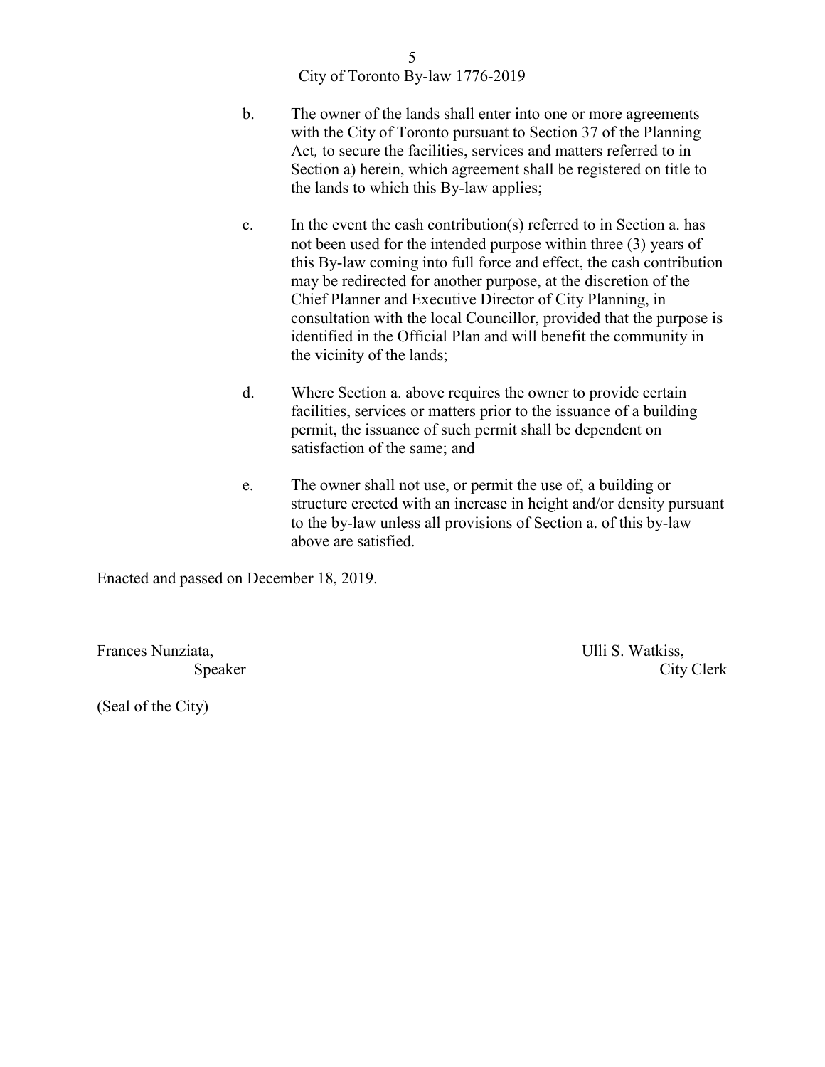b. The owner of the lands shall enter into one or more agreements with the City of Toronto pursuant to Section 37 of the Planning Act*,* to secure the facilities, services and matters referred to in Section a) herein, which agreement shall be registered on title to the lands to which this By-law applies;

c. In the event the cash contribution(s) referred to in Section a. has not been used for the intended purpose within three (3) years of this By-law coming into full force and effect, the cash contribution may be redirected for another purpose, at the discretion of the Chief Planner and Executive Director of City Planning, in consultation with the local Councillor, provided that the purpose is identified in the Official Plan and will benefit the community in the vicinity of the lands;

d. Where Section a. above requires the owner to provide certain facilities, services or matters prior to the issuance of a building permit, the issuance of such permit shall be dependent on satisfaction of the same; and

e. The owner shall not use, or permit the use of, a building or structure erected with an increase in height and/or density pursuant to the by-law unless all provisions of Section a. of this by-law above are satisfied.

Enacted and passed on December 18, 2019.

Frances Nunziata,
Speaker

Ulli S. Watkiss,
City Clerk

(Seal of the City)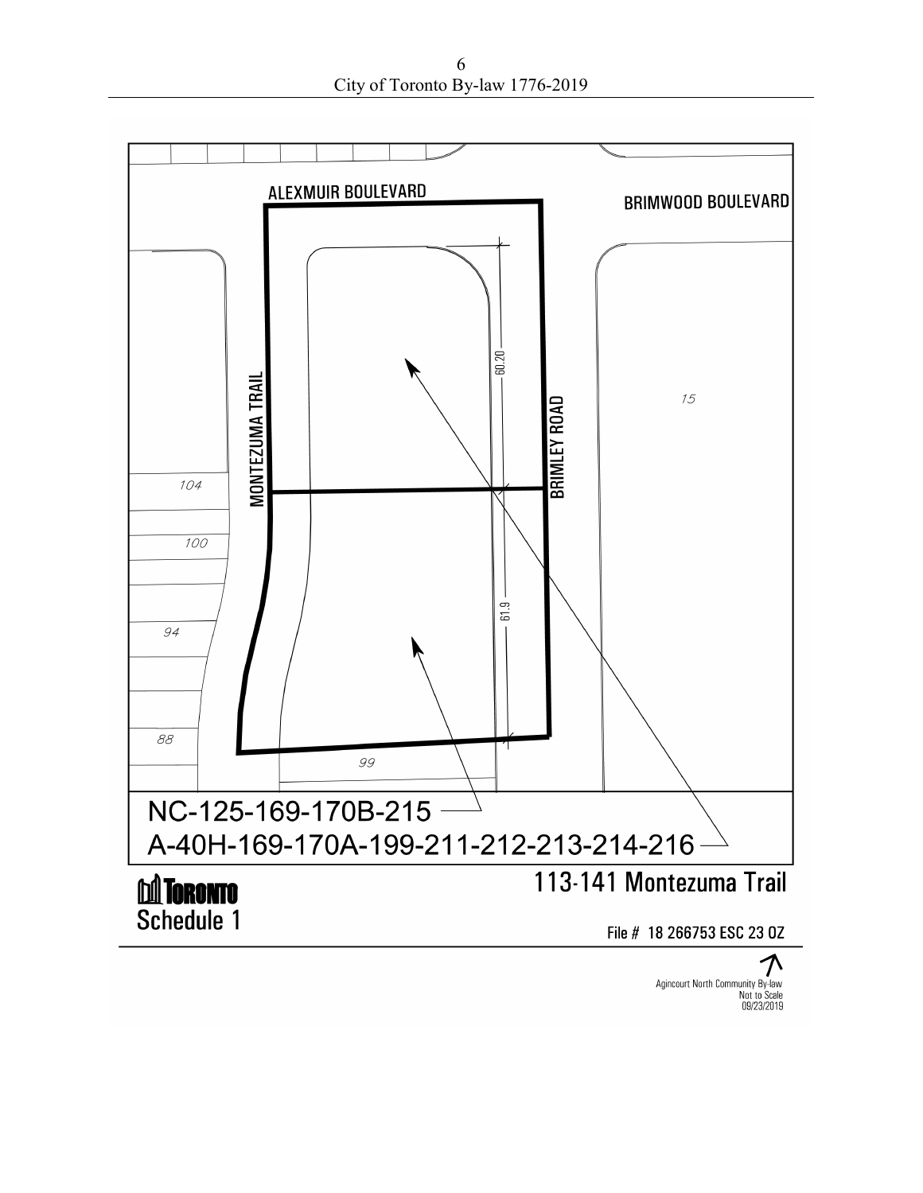ALEXMUIR BOULEVARD

BRIMWOOD BOULEVARD

MONTEZUMA TRAIL

BRIMLEY ROAD

60.20

61.9

15

104

100

94

88

99

NC-125-169-170B-215

A-40H-169-170A-199-211-212-213-214-216

TORONTO
Schedule 1

113-141 Montezuma Trail

File # 18 266753 ESC 23 OZ

Agincourt North Community By-law
Not to Scale
09/23/2019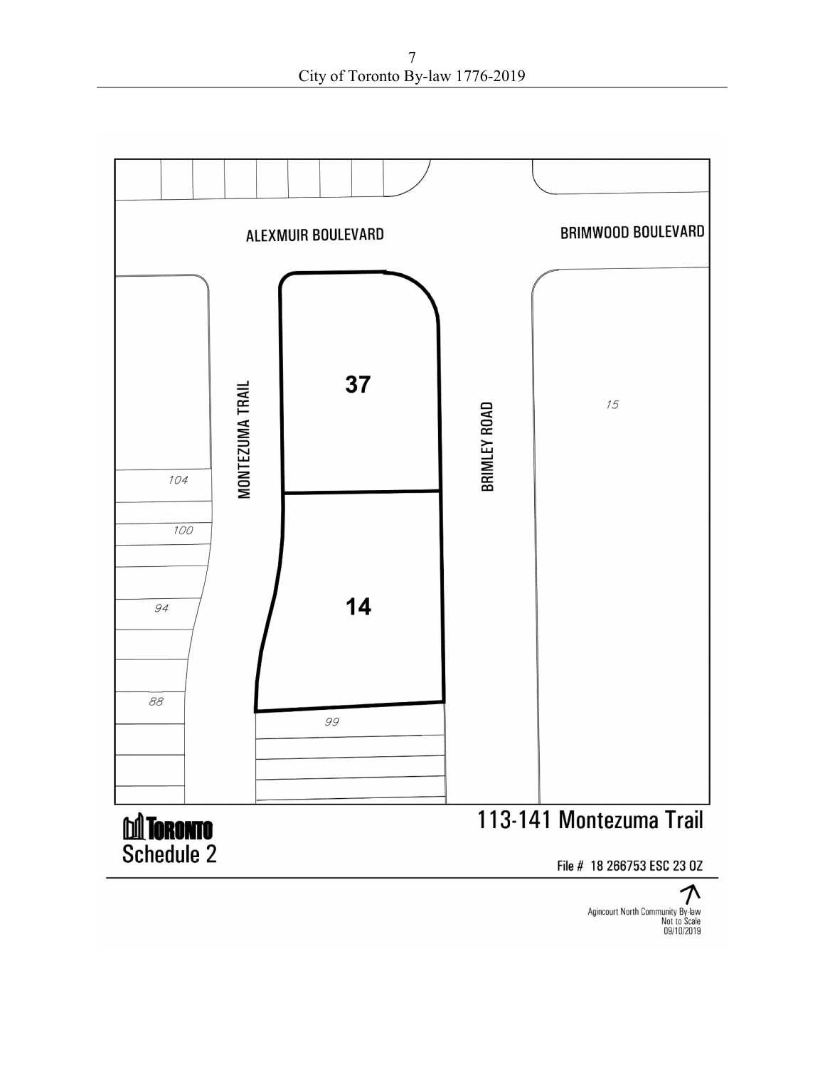ALEXMUIR BOULEVARD

BRIMWOOD BOULEVARD

MONTEZUMA TRAIL

BRIMLEY ROAD

37

14

15

104

100

94

88

99

TORONTO

Schedule 2

113-141 Montezuma Trail

File # 18 266753 ESC 23 OZ

Agincourt North Community By-law
Not to Scale
09/10/2019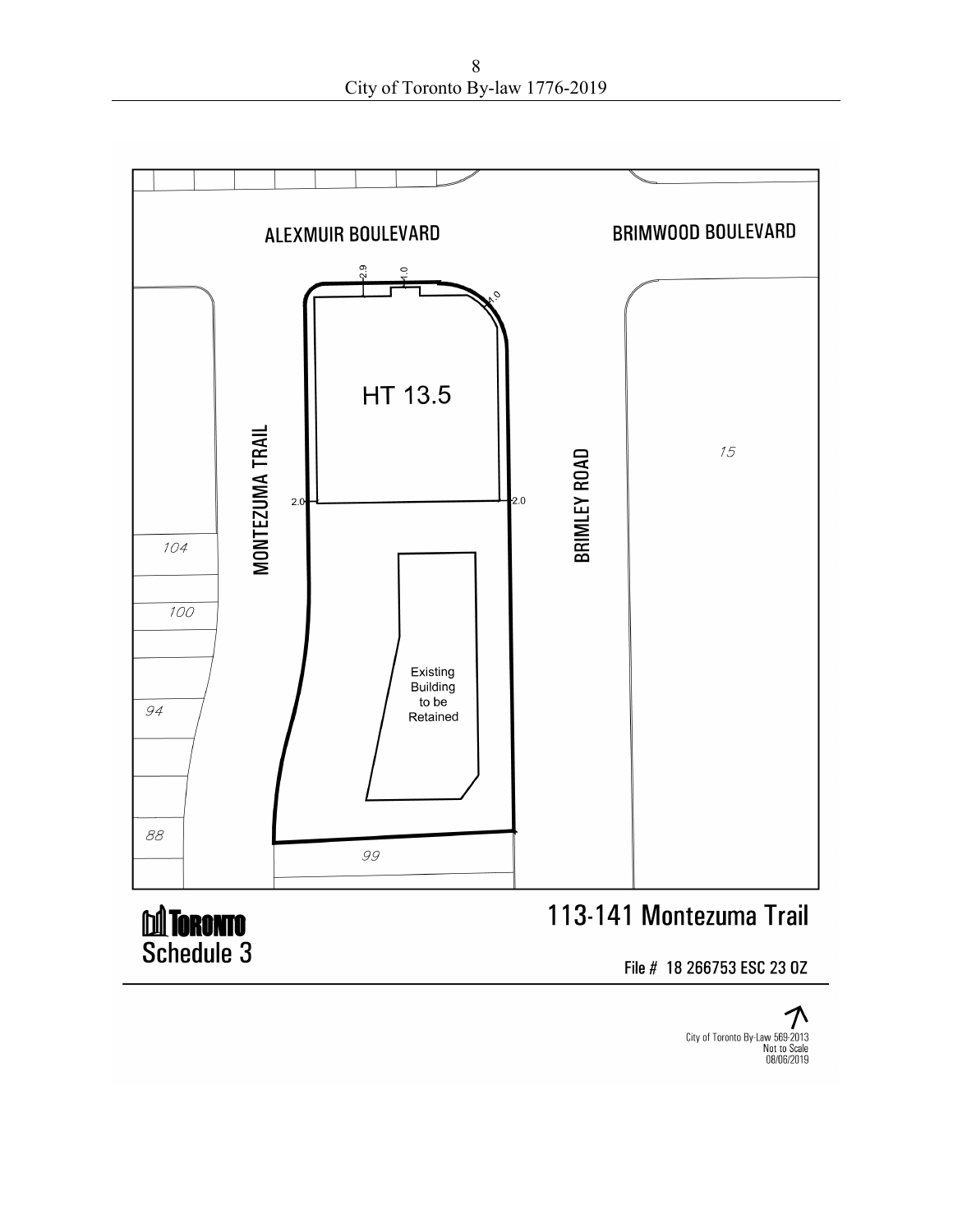ALEXMUIR BOULEVARD

BRIMWOOD BOULEVARD

2.9

4.0

4.0

HT 13.5

MONTEZUMA TRAIL

BRIMLEY ROAD

15

2.0

2.0

104

100

94

88

99

Existing Building to be Retained

Schedule 3

113-141 Montezuma Trail

File # 18 266753 ESC 23 OZ

City of Toronto By-Law 569-2013
Not to Scale
08/06/2019